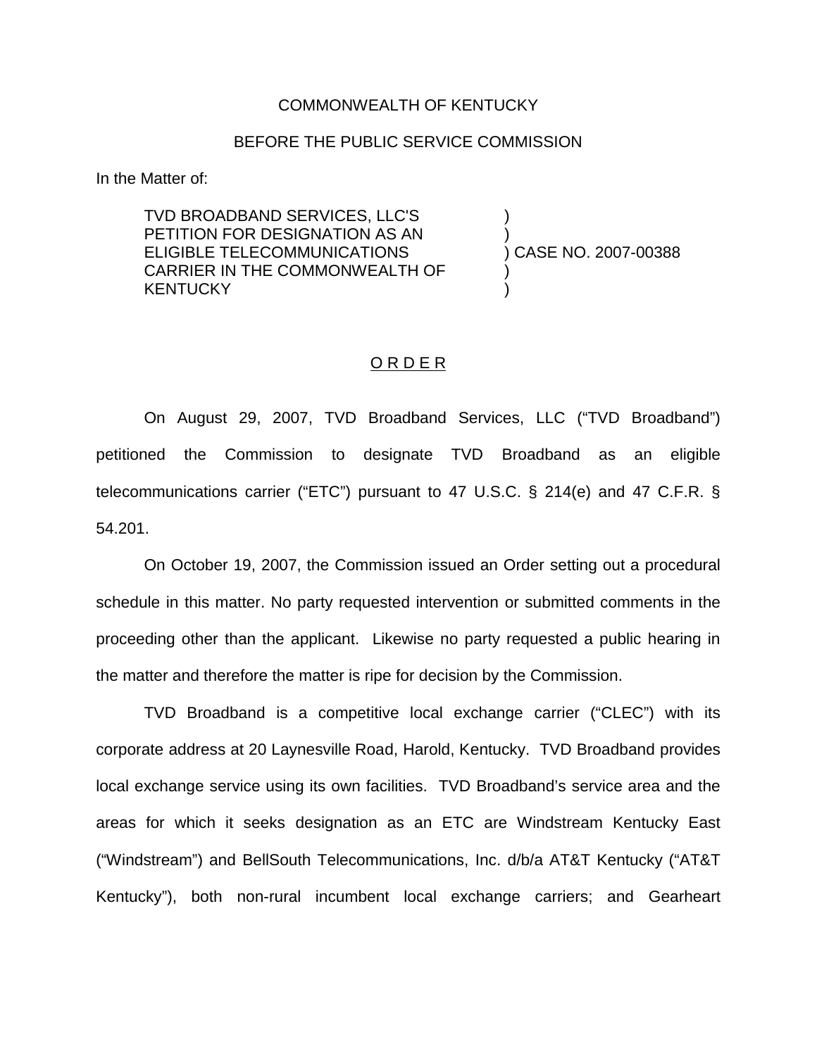COMMONWEALTH OF KENTUCKY

BEFORE THE PUBLIC SERVICE COMMISSION

In the Matter of:

| | |
|---|---|
| TVD BROADBAND SERVICES, LLC'S PETITION FOR DESIGNATION AS AN ELIGIBLE TELECOMMUNICATIONS CARRIER IN THE COMMONWEALTH OF KENTUCKY | ) CASE NO. 2007-00388 |

O R D E R

On August 29, 2007, TVD Broadband Services, LLC ("TVD Broadband") petitioned the Commission to designate TVD Broadband as an eligible telecommunications carrier ("ETC") pursuant to 47 U.S.C. § 214(e) and 47 C.F.R. § 54.201.

On October 19, 2007, the Commission issued an Order setting out a procedural schedule in this matter. No party requested intervention or submitted comments in the proceeding other than the applicant. Likewise no party requested a public hearing in the matter and therefore the matter is ripe for decision by the Commission.

TVD Broadband is a competitive local exchange carrier ("CLEC") with its corporate address at 20 Laynesville Road, Harold, Kentucky. TVD Broadband provides local exchange service using its own facilities. TVD Broadband's service area and the areas for which it seeks designation as an ETC are Windstream Kentucky East ("Windstream") and BellSouth Telecommunications, Inc. d/b/a AT&T Kentucky ("AT&T Kentucky"), both non-rural incumbent local exchange carriers; and Gearheart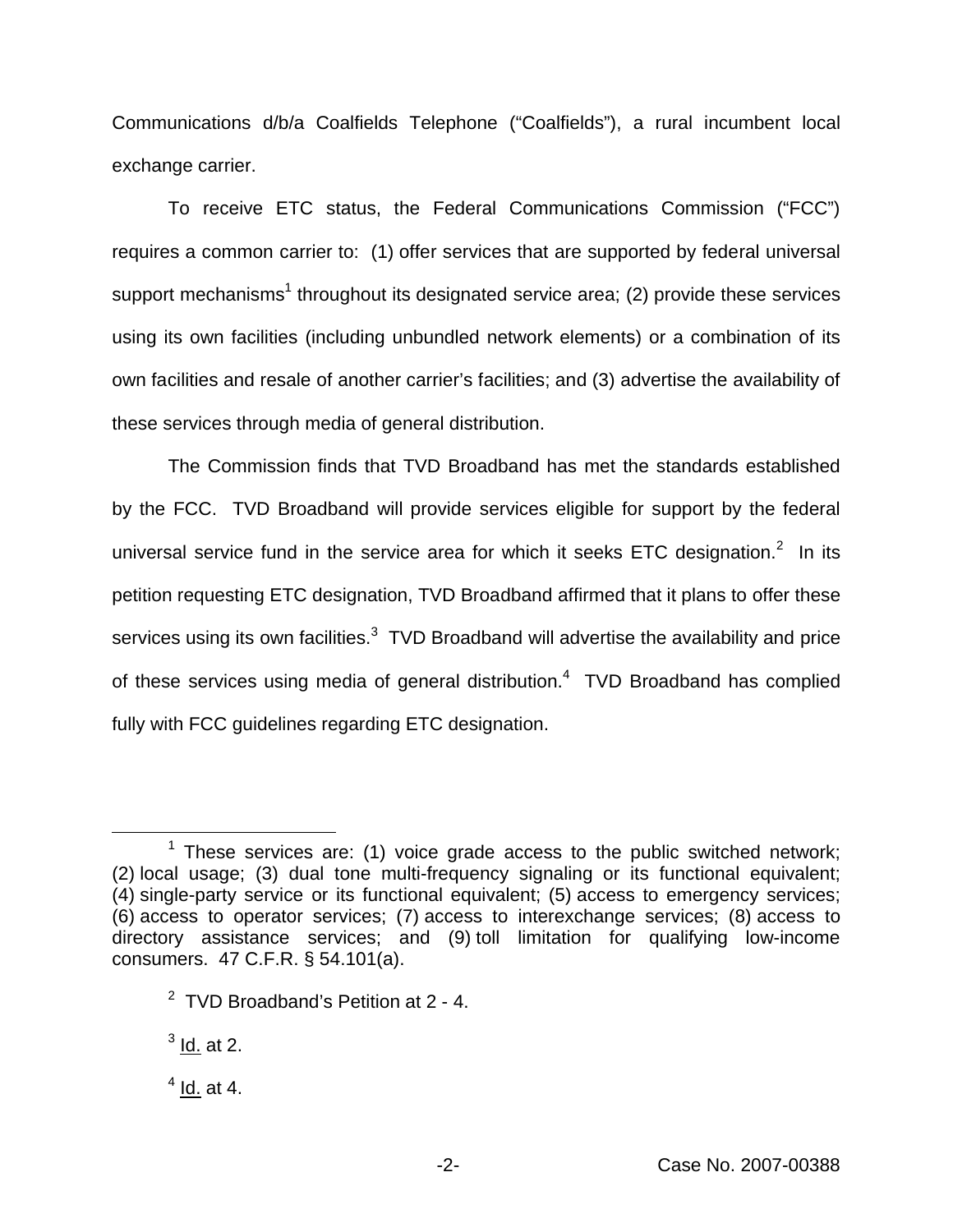Communications d/b/a Coalfields Telephone ("Coalfields"), a rural incumbent local exchange carrier.

To receive ETC status, the Federal Communications Commission ("FCC") requires a common carrier to: (1) offer services that are supported by federal universal support mechanisms[1] throughout its designated service area; (2) provide these services using its own facilities (including unbundled network elements) or a combination of its own facilities and resale of another carrier's facilities; and (3) advertise the availability of these services through media of general distribution.

The Commission finds that TVD Broadband has met the standards established by the FCC. TVD Broadband will provide services eligible for support by the federal universal service fund in the service area for which it seeks ETC designation.[2] In its petition requesting ETC designation, TVD Broadband affirmed that it plans to offer these services using its own facilities.[3] TVD Broadband will advertise the availability and price of these services using media of general distribution.[4] TVD Broadband has complied fully with FCC guidelines regarding ETC designation.

---

[1] These services are: (1) voice grade access to the public switched network; (2) local usage; (3) dual tone multi-frequency signaling or its functional equivalent; (4) single-party service or its functional equivalent; (5) access to emergency services; (6) access to operator services; (7) access to interexchange services; (8) access to directory assistance services; and (9) toll limitation for qualifying low-income consumers. 47 C.F.R. § 54.101(a).

[2] TVD Broadband's Petition at 2 - 4.

[3] Id. at 2.

[4] Id. at 4.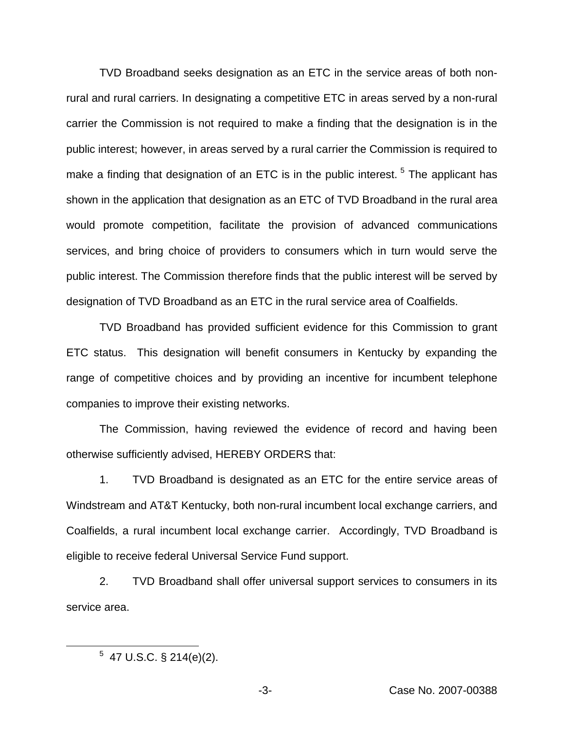TVD Broadband seeks designation as an ETC in the service areas of both non-rural and rural carriers. In designating a competitive ETC in areas served by a non-rural carrier the Commission is not required to make a finding that the designation is in the public interest; however, in areas served by a rural carrier the Commission is required to make a finding that designation of an ETC is in the public interest. [5] The applicant has shown in the application that designation as an ETC of TVD Broadband in the rural area would promote competition, facilitate the provision of advanced communications services, and bring choice of providers to consumers which in turn would serve the public interest. The Commission therefore finds that the public interest will be served by designation of TVD Broadband as an ETC in the rural service area of Coalfields.

TVD Broadband has provided sufficient evidence for this Commission to grant ETC status. This designation will benefit consumers in Kentucky by expanding the range of competitive choices and by providing an incentive for incumbent telephone companies to improve their existing networks.

The Commission, having reviewed the evidence of record and having been otherwise sufficiently advised, HEREBY ORDERS that:

1. TVD Broadband is designated as an ETC for the entire service areas of Windstream and AT&T Kentucky, both non-rural incumbent local exchange carriers, and Coalfields, a rural incumbent local exchange carrier. Accordingly, TVD Broadband is eligible to receive federal Universal Service Fund support.

2. TVD Broadband shall offer universal support services to consumers in its service area.

[5] 47 U.S.C. § 214(e)(2).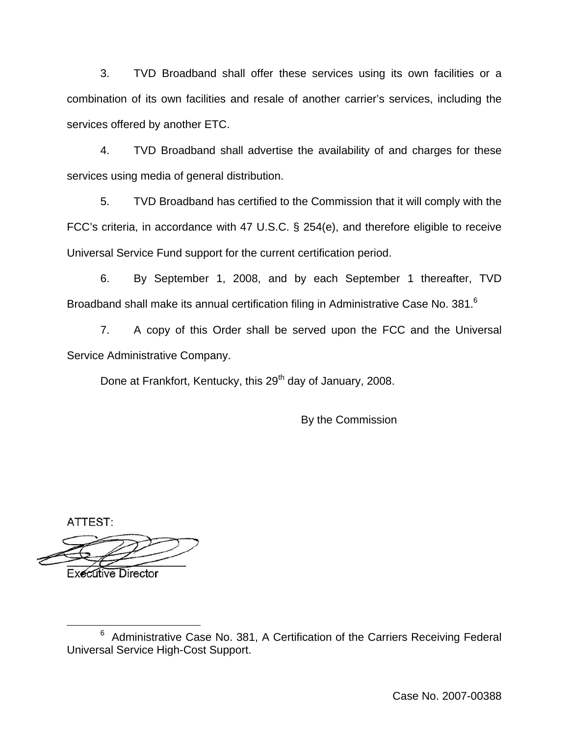3. TVD Broadband shall offer these services using its own facilities or a combination of its own facilities and resale of another carrier's services, including the services offered by another ETC.

4. TVD Broadband shall advertise the availability of and charges for these services using media of general distribution.

5. TVD Broadband has certified to the Commission that it will comply with the FCC's criteria, in accordance with 47 U.S.C. § 254(e), and therefore eligible to receive Universal Service Fund support for the current certification period.

6. By September 1, 2008, and by each September 1 thereafter, TVD Broadband shall make its annual certification filing in Administrative Case No. 381.[6]

7. A copy of this Order shall be served upon the FCC and the Universal Service Administrative Company.

Done at Frankfort, Kentucky, this 29th day of January, 2008.

By the Commission

ATTEST:

Executive Director

[6] Administrative Case No. 381, A Certification of the Carriers Receiving Federal Universal Service High-Cost Support.

Case No. 2007-00388